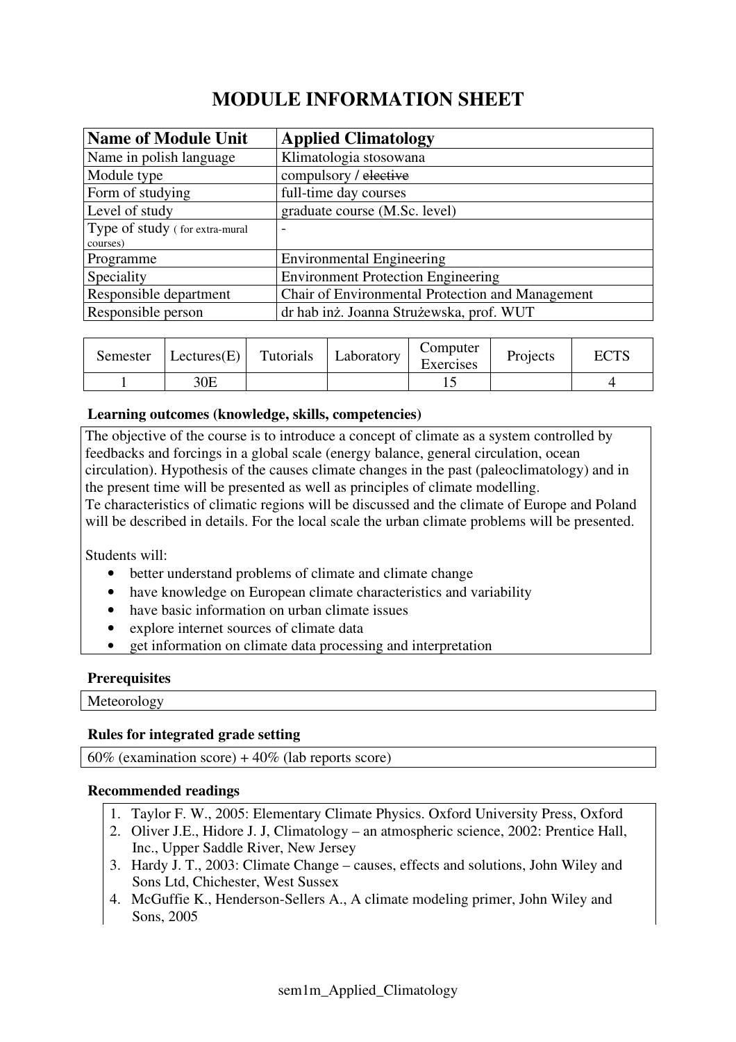# MODULE INFORMATION SHEET

| **Name of Module Unit** | **Applied Climatology** |
|---|---|
| Name in polish language | Klimatologia stosowana |
| Module type | compulsory / ~~elective~~ |
| Form of studying | full-time day courses |
| Level of study | graduate course (M.Sc. level) |
| Type of study ( for extra-mural courses) | - |
| Programme | Environmental Engineering |
| Speciality | Environment Protection Engineering |
| Responsible department | Chair of Environmental Protection and Management |
| Responsible person | dr hab inż. Joanna Strużewska, prof. WUT |

| Semester | Lectures(E) | Tutorials | Laboratory | Computer Exercises | Projects | ECTS |
|---|---|---|---|---|---|---|
| 1 | 30E | | | 15 | | 4 |

**Learning outcomes (knowledge, skills, competencies)**

The objective of the course is to introduce a concept of climate as a system controlled by feedbacks and forcings in a global scale (energy balance, general circulation, ocean circulation). Hypothesis of the causes climate changes in the past (paleoclimatology) and in the present time will be presented as well as principles of climate modelling.
Te characteristics of climatic regions will be discussed and the climate of Europe and Poland will be described in details. For the local scale the urban climate problems will be presented.

Students will:

- better understand problems of climate and climate change
- have knowledge on European climate characteristics and variability
- have basic information on urban climate issues
- explore internet sources of climate data
- get information on climate data processing and interpretation

**Prerequisites**

Meteorology

**Rules for integrated grade setting**

60% (examination score) + 40% (lab reports score)

**Recommended readings**

1. Taylor F. W., 2005: Elementary Climate Physics. Oxford University Press, Oxford
2. Oliver J.E., Hidore J. J, Climatology – an atmospheric science, 2002: Prentice Hall, Inc., Upper Saddle River, New Jersey
3. Hardy J. T., 2003: Climate Change – causes, effects and solutions, John Wiley and Sons Ltd, Chichester, West Sussex
4. McGuffie K., Henderson-Sellers A., A climate modeling primer, John Wiley and Sons, 2005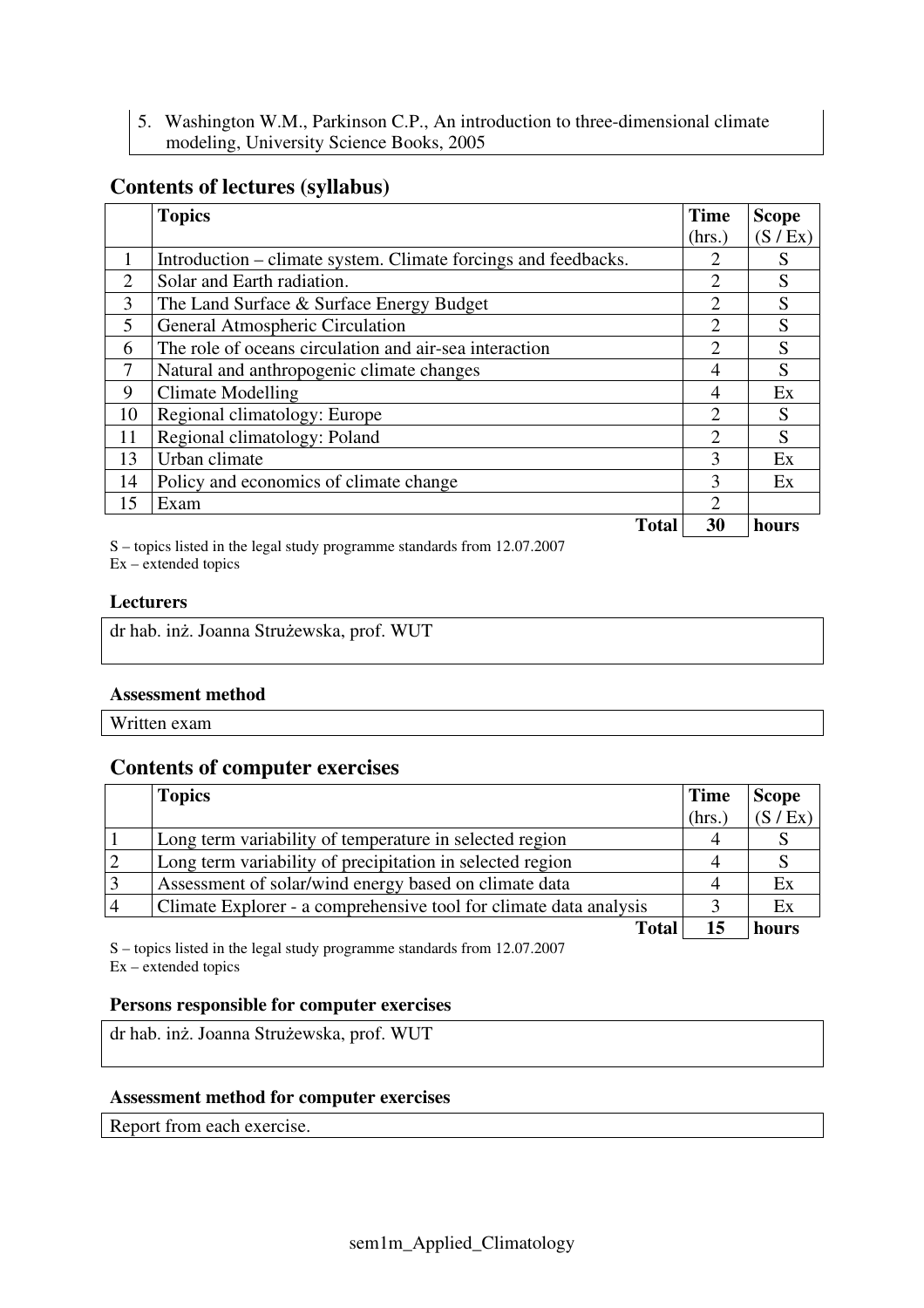5. Washington W.M., Parkinson C.P., An introduction to three-dimensional climate modeling, University Science Books, 2005

## Contents of lectures (syllabus)

| | Topics | Time (hrs.) | Scope (S / Ex) |
|---|---|---|---|
| 1 | Introduction – climate system. Climate forcings and feedbacks. | 2 | S |
| 2 | Solar and Earth radiation. | 2 | S |
| 3 | The Land Surface & Surface Energy Budget | 2 | S |
| 5 | General Atmospheric Circulation | 2 | S |
| 6 | The role of oceans circulation and air-sea interaction | 2 | S |
| 7 | Natural and anthropogenic climate changes | 4 | S |
| 9 | Climate Modelling | 4 | Ex |
| 10 | Regional climatology: Europe | 2 | S |
| 11 | Regional climatology: Poland | 2 | S |
| 13 | Urban climate | 3 | Ex |
| 14 | Policy and economics of climate change | 3 | Ex |
| 15 | Exam | 2 | |
| | **Total** | **30** | **hours** |

S – topics listed in the legal study programme standards from 12.07.2007
Ex – extended topics

### Lecturers

dr hab. inż. Joanna Strużewska, prof. WUT

### Assessment method

Written exam

## Contents of computer exercises

| | Topics | Time (hrs.) | Scope (S / Ex) |
|---|---|---|---|
| 1 | Long term variability of temperature in selected region | 4 | S |
| 2 | Long term variability of precipitation in selected region | 4 | S |
| 3 | Assessment of solar/wind energy based on climate data | 4 | Ex |
| 4 | Climate Explorer - a comprehensive tool for climate data analysis | 3 | Ex |
| | **Total** | **15** | **hours** |

S – topics listed in the legal study programme standards from 12.07.2007
Ex – extended topics

### Persons responsible for computer exercises

dr hab. inż. Joanna Strużewska, prof. WUT

### Assessment method for computer exercises

Report from each exercise.